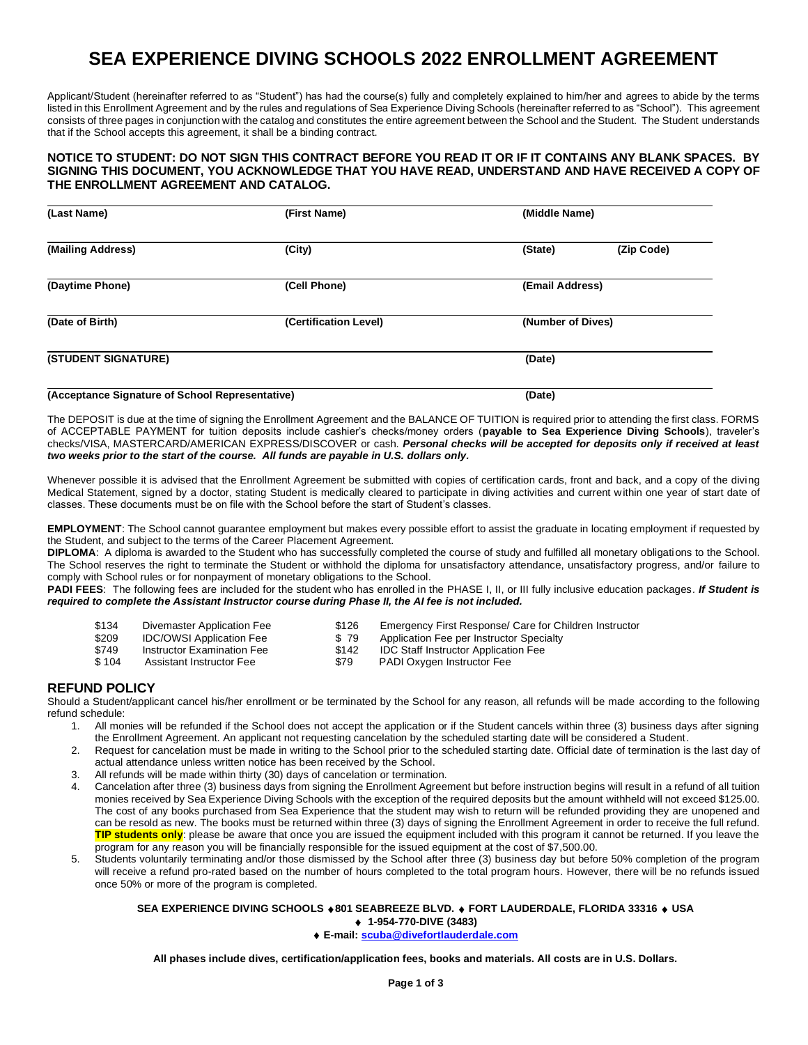# SEA EXPERIENCE DIVING SCHOOLS 2022 ENROLLMENT AGREEMENT

Applicant/Student (hereinafter referred to as "Student") has had the course(s) fully and completely explained to him/her and agrees to abide by the terms listed in this Enrollment Agreement and by the rules and regulations of Sea Experience Diving Schools (hereinafter referred to as "School"). This agreement consists of three pages in conjunction with the catalog and constitutes the entire agreement between the School and the Student. The Student understands that if the School accepts this agreement, it shall be a binding contract.

**NOTICE TO STUDENT: DO NOT SIGN THIS CONTRACT BEFORE YOU READ IT OR IF IT CONTAINS ANY BLANK SPACES. BY SIGNING THIS DOCUMENT, YOU ACKNOWLEDGE THAT YOU HAVE READ, UNDERSTAND AND HAVE RECEIVED A COPY OF THE ENROLLMENT AGREEMENT AND CATALOG.**

| | | | |
|---|---|---|---|
| **(Last Name)** | **(First Name)** | **(Middle Name)** | |
| **(Mailing Address)** | **(City)** | **(State)** | **(Zip Code)** |
| **(Daytime Phone)** | **(Cell Phone)** | **(Email Address)** | |
| **(Date of Birth)** | **(Certification Level)** | **(Number of Dives)** | |
| **(STUDENT SIGNATURE)** | | **(Date)** | |
| **(Acceptance Signature of School Representative)** | | **(Date)** | |

The DEPOSIT is due at the time of signing the Enrollment Agreement and the BALANCE OF TUITION is required prior to attending the first class. FORMS of ACCEPTABLE PAYMENT for tuition deposits include cashier's checks/money orders (**payable to Sea Experience Diving Schools**), traveler's checks/VISA, MASTERCARD/AMERICAN EXPRESS/DISCOVER or cash. ***Personal checks will be accepted for deposits only if received at least two weeks prior to the start of the course. All funds are payable in U.S. dollars only.***

Whenever possible it is advised that the Enrollment Agreement be submitted with copies of certification cards, front and back, and a copy of the diving Medical Statement, signed by a doctor, stating Student is medically cleared to participate in diving activities and current within one year of start date of classes. These documents must be on file with the School before the start of Student's classes.

**EMPLOYMENT**: The School cannot guarantee employment but makes every possible effort to assist the graduate in locating employment if requested by the Student, and subject to the terms of the Career Placement Agreement.

**DIPLOMA**: A diploma is awarded to the Student who has successfully completed the course of study and fulfilled all monetary obligations to the School. The School reserves the right to terminate the Student or withhold the diploma for unsatisfactory attendance, unsatisfactory progress, and/or failure to comply with School rules or for nonpayment of monetary obligations to the School.

**PADI FEES**: The following fees are included for the student who has enrolled in the PHASE I, II, or III fully inclusive education packages. ***If Student is required to complete the Assistant Instructor course during Phase II, the AI fee is not included.***

| | | | |
|---|---|---|---|
| $134 | Divemaster Application Fee | $126 | Emergency First Response/ Care for Children Instructor |
| $209 | IDC/OWSI Application Fee | $ 79 | Application Fee per Instructor Specialty |
| $749 | Instructor Examination Fee | $142 | IDC Staff Instructor Application Fee |
| $ 104 | Assistant Instructor Fee | $79 | PADI Oxygen Instructor Fee |

## REFUND POLICY

Should a Student/applicant cancel his/her enrollment or be terminated by the School for any reason, all refunds will be made according to the following refund schedule:

1. All monies will be refunded if the School does not accept the application or if the Student cancels within three (3) business days after signing the Enrollment Agreement. An applicant not requesting cancelation by the scheduled starting date will be considered a Student.
2. Request for cancelation must be made in writing to the School prior to the scheduled starting date. Official date of termination is the last day of actual attendance unless written notice has been received by the School.
3. All refunds will be made within thirty (30) days of cancelation or termination.
4. Cancelation after three (3) business days from signing the Enrollment Agreement but before instruction begins will result in a refund of all tuition monies received by Sea Experience Diving Schools with the exception of the required deposits but the amount withheld will not exceed $125.00. The cost of any books purchased from Sea Experience that the student may wish to return will be refunded providing they are unopened and can be resold as new. The books must be returned within three (3) days of signing the Enrollment Agreement in order to receive the full refund. **TIP students only**: please be aware that once you are issued the equipment included with this program it cannot be returned. If you leave the program for any reason you will be financially responsible for the issued equipment at the cost of $7,500.00.
5. Students voluntarily terminating and/or those dismissed by the School after three (3) business day but before 50% completion of the program will receive a refund pro-rated based on the number of hours completed to the total program hours. However, there will be no refunds issued once 50% or more of the program is completed.

**SEA EXPERIENCE DIVING SCHOOLS ♦ 801 SEABREEZE BLVD. ♦ FORT LAUDERDALE, FLORIDA 33316 ♦ USA**
**♦ 1-954-770-DIVE (3483)**
**♦ E-mail: scuba@divefortlauderdale.com**

**All phases include dives, certification/application fees, books and materials. All costs are in U.S. Dollars.**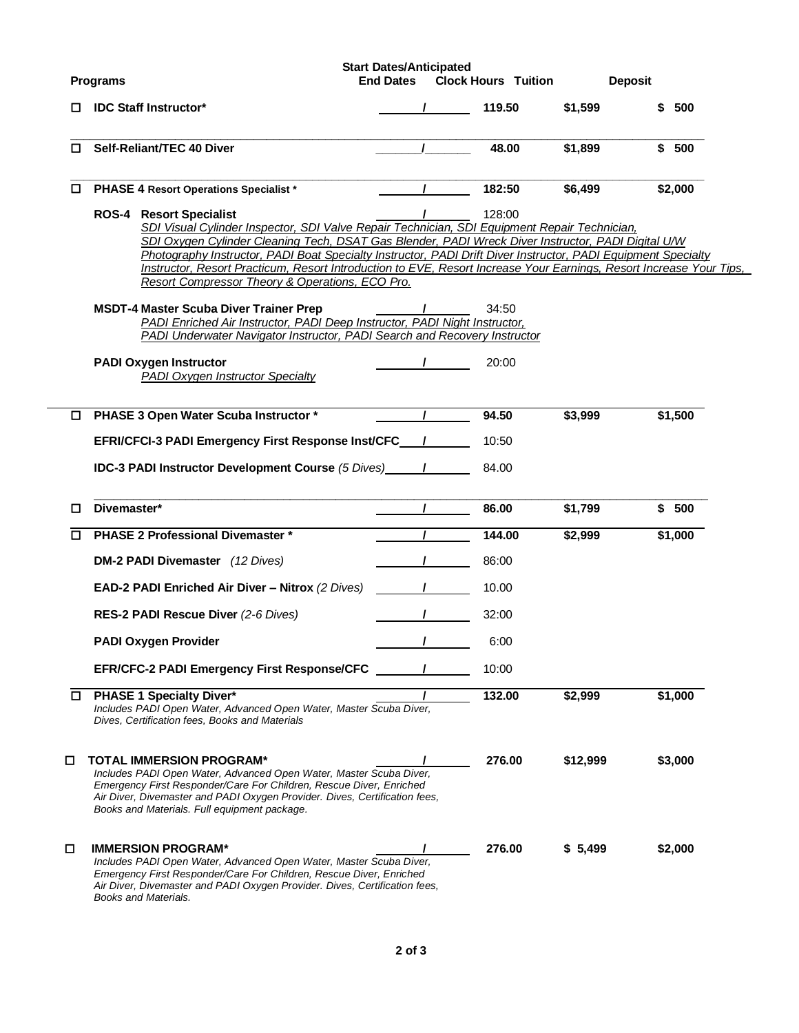| | Programs | Start Dates/Anticipated End Dates | Clock Hours | Tuition | Deposit |
|---|---|---|---|---|---|
| ☐ | **IDC Staff Instructor*** | / | **119.50** | **$1,599** | **$ 500** |
| ☐ | **Self-Reliant/TEC 40 Diver** | / | **48.00** | **$1,899** | **$ 500** |
| ☐ | **PHASE 4 Resort Operations Specialist *** | / | **182:50** | **$6,499** | **$2,000** |
| | **ROS-4 Resort Specialist** *SDI Visual Cylinder Inspector, SDI Valve Repair Technician, SDI Equipment Repair Technician, SDI Oxygen Cylinder Cleaning Tech, DSAT Gas Blender, PADI Wreck Diver Instructor, PADI Digital U/W Photography Instructor, PADI Boat Specialty Instructor, PADI Drift Diver Instructor, PADI Equipment Specialty Instructor, Resort Practicum, Resort Introduction to EVE, Resort Increase Your Earnings, Resort Increase Your Tips, Resort Compressor Theory & Operations, ECO Pro.* | / | 128:00 | | |
| | **MSDT-4 Master Scuba Diver Trainer Prep** *PADI Enriched Air Instructor, PADI Deep Instructor, PADI Night Instructor, PADI Underwater Navigator Instructor, PADI Search and Recovery Instructor* | / | 34:50 | | |
| | **PADI Oxygen Instructor** *PADI Oxygen Instructor Specialty* | / | 20:00 | | |
| ☐ | **PHASE 3 Open Water Scuba Instructor *** | / | **94.50** | **$3,999** | **$1,500** |
| | **EFRI/CFCI-3 PADI Emergency First Response Inst/CFC** | / | 10:50 | | |
| | **IDC-3 PADI Instructor Development Course** *(5 Dives)* | / | 84.00 | | |
| ☐ | **Divemaster*** | / | **86.00** | **$1,799** | **$ 500** |
| ☐ | **PHASE 2 Professional Divemaster *** | / | **144.00** | **$2,999** | **$1,000** |
| | **DM-2 PADI Divemaster** *(12 Dives)* | / | 86:00 | | |
| | **EAD-2 PADI Enriched Air Diver – Nitrox** *(2 Dives)* | / | 10.00 | | |
| | **RES-2 PADI Rescue Diver** *(2-6 Dives)* | / | 32:00 | | |
| | **PADI Oxygen Provider** | / | 6:00 | | |
| | **EFR/CFC-2 PADI Emergency First Response/CFC** | / | 10:00 | | |
| ☐ | **PHASE 1 Specialty Diver*** *Includes PADI Open Water, Advanced Open Water, Master Scuba Diver, Dives, Certification fees, Books and Materials* | / | **132.00** | **$2,999** | **$1,000** |
| ☐ | **TOTAL IMMERSION PROGRAM*** *Includes PADI Open Water, Advanced Open Water, Master Scuba Diver, Emergency First Responder/Care For Children, Rescue Diver, Enriched Air Diver, Divemaster and PADI Oxygen Provider. Dives, Certification fees, Books and Materials. Full equipment package.* | / | **276.00** | **$12,999** | **$3,000** |
| ☐ | **IMMERSION PROGRAM*** *Includes PADI Open Water, Advanced Open Water, Master Scuba Diver, Emergency First Responder/Care For Children, Rescue Diver, Enriched Air Diver, Divemaster and PADI Oxygen Provider. Dives, Certification fees, Books and Materials.* | / | **276.00** | **$ 5,499** | **$2,000** |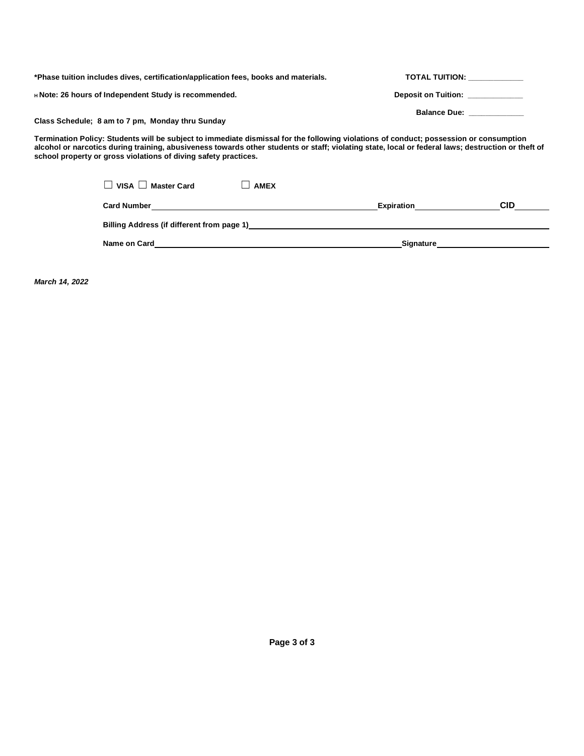**\*Phase tuition includes dives, certification/application fees, books and materials.** **TOTAL TUITION: ____________**

**H Note: 26 hours of Independent Study is recommended.** **Deposit on Tuition: ____________**

**Balance Due: ____________**

**Class Schedule; 8 am to 7 pm, Monday thru Sunday**

**Termination Policy: Students will be subject to immediate dismissal for the following violations of conduct; possession or consumption alcohol or narcotics during training, abusiveness towards other students or staff; violating state, local or federal laws; destruction or theft of school property or gross violations of diving safety practices.**

☐ **VISA** ☐ **Master Card** ☐ **AMEX**

**Card Number**______________________________ **Expiration**______________ **CID**________

**Billing Address (if different from page 1)**______________________________________________

**Name on Card**______________________________ **Signature**______________________

***March 14, 2022***